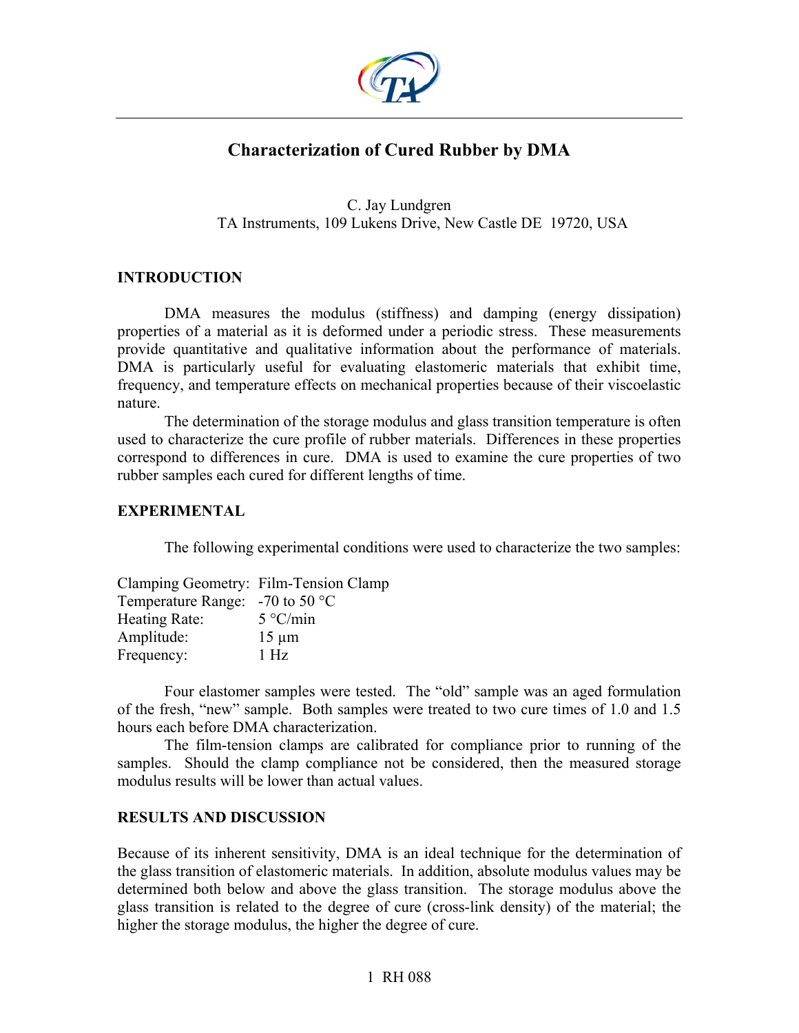# Characterization of Cured Rubber by DMA

C. Jay Lundgren
TA Instruments, 109 Lukens Drive, New Castle DE 19720, USA

## INTRODUCTION

DMA measures the modulus (stiffness) and damping (energy dissipation) properties of a material as it is deformed under a periodic stress. These measurements provide quantitative and qualitative information about the performance of materials. DMA is particularly useful for evaluating elastomeric materials that exhibit time, frequency, and temperature effects on mechanical properties because of their viscoelastic nature.

The determination of the storage modulus and glass transition temperature is often used to characterize the cure profile of rubber materials. Differences in these properties correspond to differences in cure. DMA is used to examine the cure properties of two rubber samples each cured for different lengths of time.

## EXPERIMENTAL

The following experimental conditions were used to characterize the two samples:

| | |
|---|---|
| Clamping Geometry: | Film-Tension Clamp |
| Temperature Range: | -70 to 50 °C |
| Heating Rate: | 5 °C/min |
| Amplitude: | 15 µm |
| Frequency: | 1 Hz |

Four elastomer samples were tested. The "old" sample was an aged formulation of the fresh, "new" sample. Both samples were treated to two cure times of 1.0 and 1.5 hours each before DMA characterization.

The film-tension clamps are calibrated for compliance prior to running of the samples. Should the clamp compliance not be considered, then the measured storage modulus results will be lower than actual values.

## RESULTS AND DISCUSSION

Because of its inherent sensitivity, DMA is an ideal technique for the determination of the glass transition of elastomeric materials. In addition, absolute modulus values may be determined both below and above the glass transition. The storage modulus above the glass transition is related to the degree of cure (cross-link density) of the material; the higher the storage modulus, the higher the degree of cure.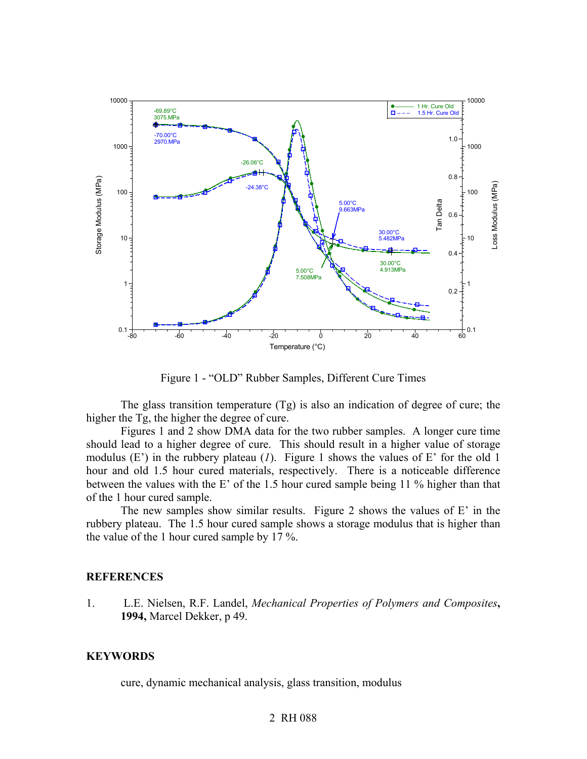Figure 1 - “OLD” Rubber Samples, Different Cure Times

The glass transition temperature (Tg) is also an indication of degree of cure; the higher the Tg, the higher the degree of cure.

Figures 1 and 2 show DMA data for the two rubber samples. A longer cure time should lead to a higher degree of cure. This should result in a higher value of storage modulus (E’) in the rubbery plateau (*1*). Figure 1 shows the values of E’ for the old 1 hour and old 1.5 hour cured materials, respectively. There is a noticeable difference between the values with the E’ of the 1.5 hour cured sample being 11 % higher than that of the 1 hour cured sample.

The new samples show similar results. Figure 2 shows the values of E’ in the rubbery plateau. The 1.5 hour cured sample shows a storage modulus that is higher than the value of the 1 hour cured sample by 17 %.

## REFERENCES

1. L.E. Nielsen, R.F. Landel, *Mechanical Properties of Polymers and Composites*, **1994,** Marcel Dekker, p 49.

## KEYWORDS

cure, dynamic mechanical analysis, glass transition, modulus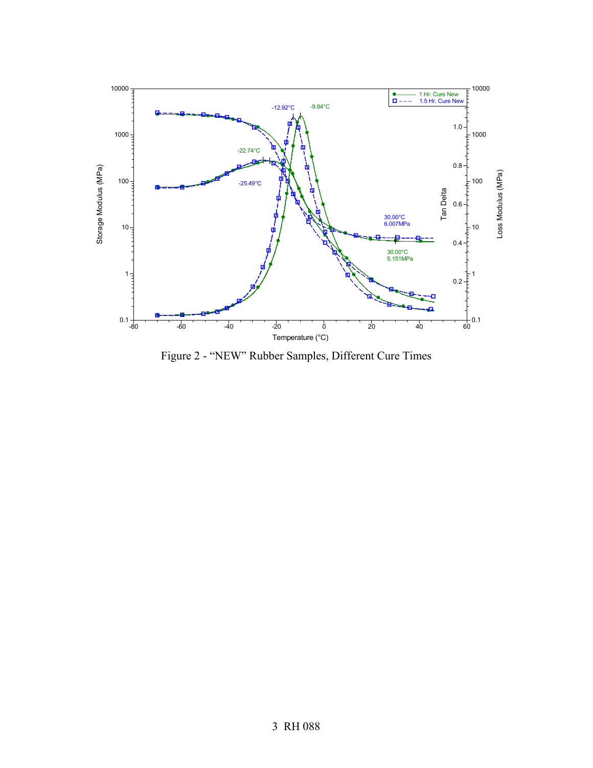Figure 2 - "NEW" Rubber Samples, Different Cure Times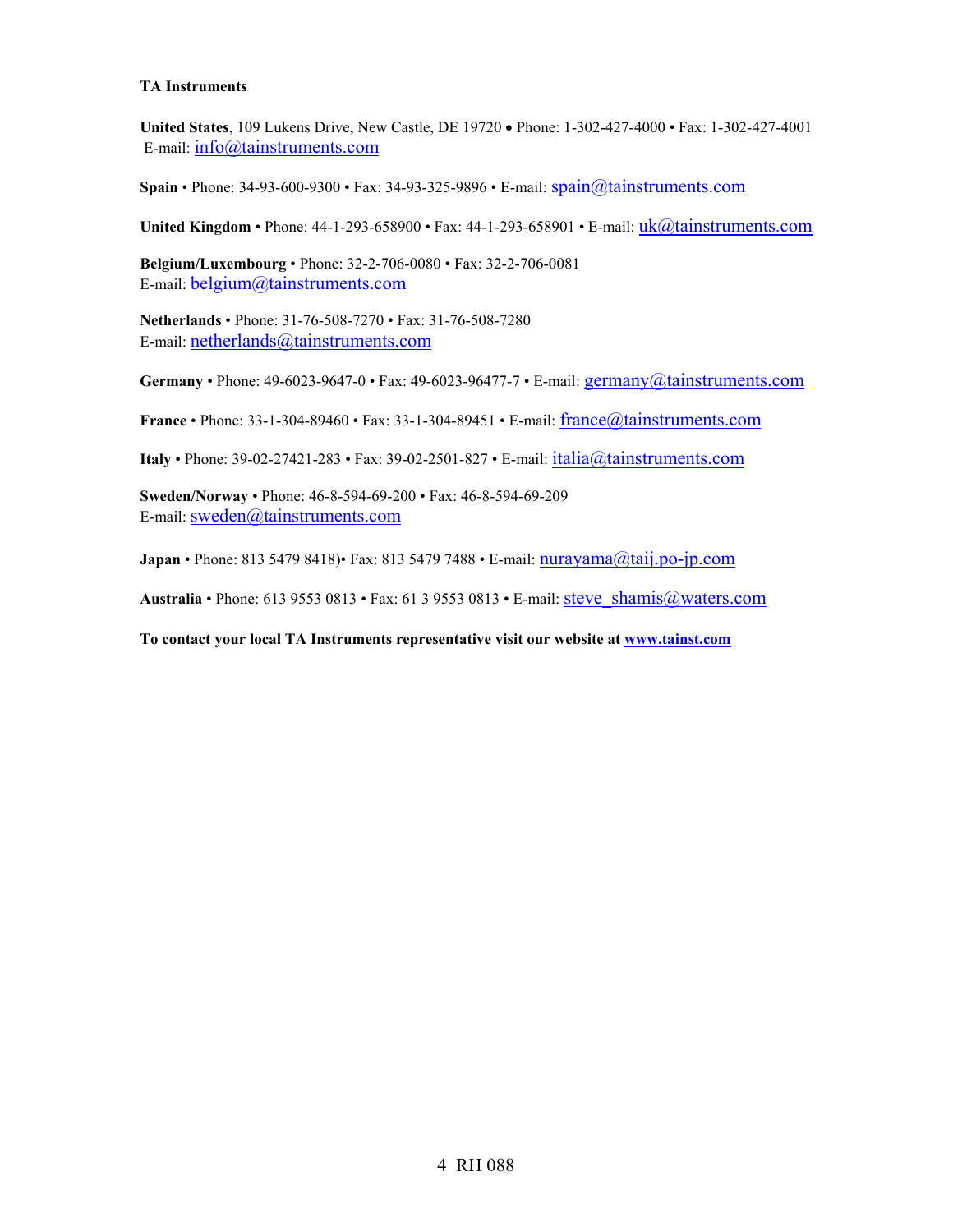**TA Instruments**

**United States**, 109 Lukens Drive, New Castle, DE 19720 • Phone: 1-302-427-4000 • Fax: 1-302-427-4001
E-mail: info@tainstruments.com

**Spain** • Phone: 34-93-600-9300 • Fax: 34-93-325-9896 • E-mail: spain@tainstruments.com

**United Kingdom** • Phone: 44-1-293-658900 • Fax: 44-1-293-658901 • E-mail: uk@tainstruments.com

**Belgium/Luxembourg** • Phone: 32-2-706-0080 • Fax: 32-2-706-0081
E-mail: belgium@tainstruments.com

**Netherlands** • Phone: 31-76-508-7270 • Fax: 31-76-508-7280
E-mail: netherlands@tainstruments.com

**Germany** • Phone: 49-6023-9647-0 • Fax: 49-6023-96477-7 • E-mail: germany@tainstruments.com

**France** • Phone: 33-1-304-89460 • Fax: 33-1-304-89451 • E-mail: france@tainstruments.com

**Italy** • Phone: 39-02-27421-283 • Fax: 39-02-2501-827 • E-mail: italia@tainstruments.com

**Sweden/Norway** • Phone: 46-8-594-69-200 • Fax: 46-8-594-69-209
E-mail: sweden@tainstruments.com

**Japan** • Phone: 813 5479 8418)• Fax: 813 5479 7488 • E-mail: nurayama@taij.po-jp.com

**Australia** • Phone: 613 9553 0813 • Fax: 61 3 9553 0813 • E-mail: steve_shamis@waters.com

**To contact your local TA Instruments representative visit our website at www.tainst.com**